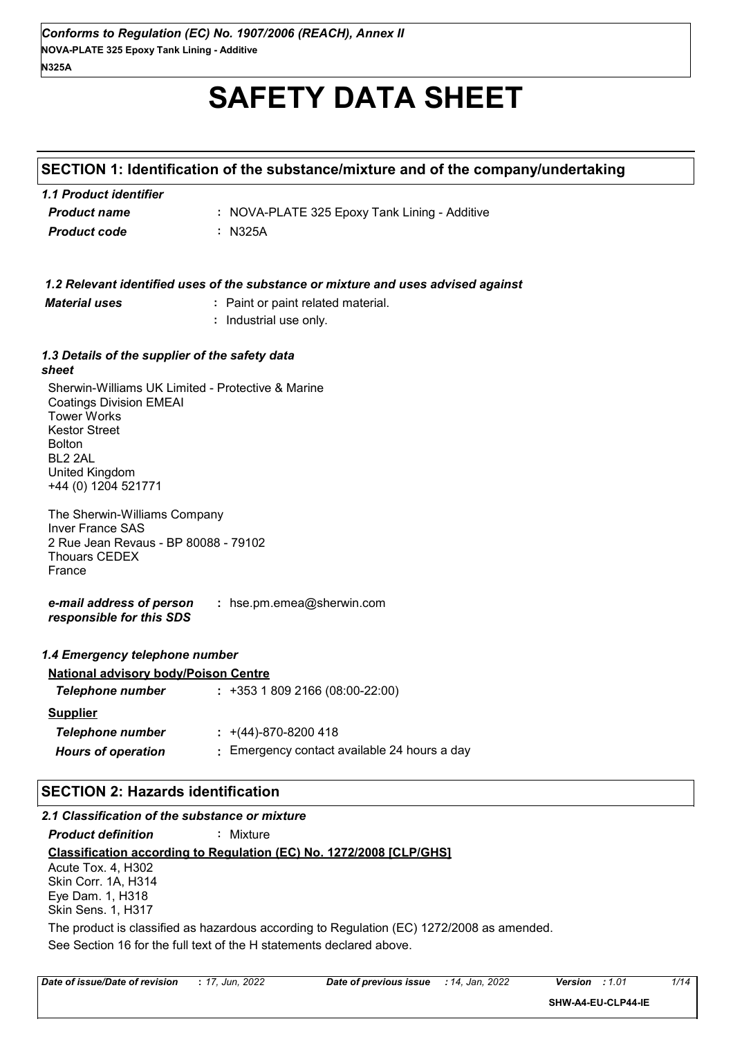# SAFETY DATA SHEET

## SECTION 1: Identification of the substance/mixture and of the company/undertaking

### *1.1 Product identifier*

| | |
|---|---|
| ***Product name*** | **:** NOVA-PLATE 325 Epoxy Tank Lining - Additive |
| ***Product code*** | **:** N325A |

### *1.2 Relevant identified uses of the substance or mixture and uses advised against*

| | |
|---|---|
| ***Material uses*** | **:** Paint or paint related material. |
| | **:** Industrial use only. |

### *1.3 Details of the supplier of the safety data sheet*

Sherwin-Williams UK Limited - Protective & Marine
Coatings Division EMEAI
Tower Works
Kestor Street
Bolton
BL2 2AL
United Kingdom
+44 (0) 1204 521771

The Sherwin-Williams Company
Inver France SAS
2 Rue Jean Revaus - BP 80088 - 79102
Thouars CEDEX
France

| | |
|---|---|
| ***e-mail address of person responsible for this SDS*** | **:** hse.pm.emea@sherwin.com |

### *1.4 Emergency telephone number*

**National advisory body/Poison Centre**

| | |
|---|---|
| ***Telephone number*** | **:** +353 1 809 2166 (08:00-22:00) |

**Supplier**

| | |
|---|---|
| ***Telephone number*** | **:** +(44)-870-8200 418 |
| ***Hours of operation*** | **:** Emergency contact available 24 hours a day |

## SECTION 2: Hazards identification

### *2.1 Classification of the substance or mixture*

***Product definition*** **:** Mixture

**Classification according to Regulation (EC) No. 1272/2008 [CLP/GHS]**

Acute Tox. 4, H302
Skin Corr. 1A, H314
Eye Dam. 1, H318
Skin Sens. 1, H317

The product is classified as hazardous according to Regulation (EC) 1272/2008 as amended.

See Section 16 for the full text of the H statements declared above.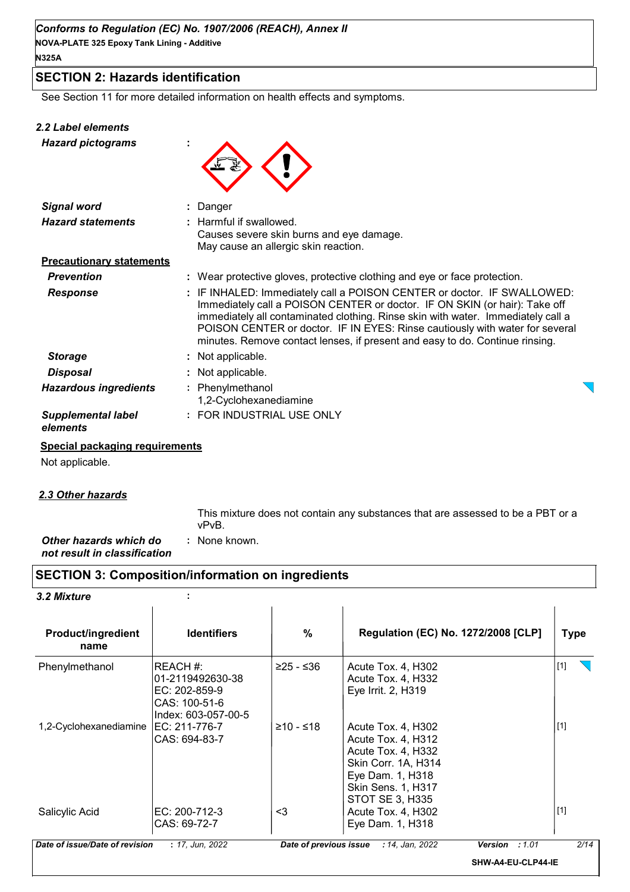## SECTION 2: Hazards identification

See Section 11 for more detailed information on health effects and symptoms.

### 2.2 Label elements

***Hazard pictograms*** :

***Signal word*** : Danger

***Hazard statements*** : Harmful if swallowed.
Causes severe skin burns and eye damage.
May cause an allergic skin reaction.

**Precautionary statements**

***Prevention*** : Wear protective gloves, protective clothing and eye or face protection.

***Response*** : IF INHALED: Immediately call a POISON CENTER or doctor. IF SWALLOWED: Immediately call a POISON CENTER or doctor. IF ON SKIN (or hair): Take off immediately all contaminated clothing. Rinse skin with water. Immediately call a POISON CENTER or doctor. IF IN EYES: Rinse cautiously with water for several minutes. Remove contact lenses, if present and easy to do. Continue rinsing.

***Storage*** : Not applicable.

***Disposal*** : Not applicable.

***Hazardous ingredients*** : Phenylmethanol
1,2-Cyclohexanediamine

***Supplemental label elements*** : FOR INDUSTRIAL USE ONLY

**Special packaging requirements**

Not applicable.

### 2.3 Other hazards

This mixture does not contain any substances that are assessed to be a PBT or a vPvB.

***Other hazards which do not result in classification*** : None known.

## SECTION 3: Composition/information on ingredients

### 3.2 Mixture :

| Product/ingredient name | Identifiers | % | Regulation (EC) No. 1272/2008 [CLP] | Type |
|---|---|---|---|---|
| Phenylmethanol | REACH #: 01-2119492630-38<br>EC: 202-859-9<br>CAS: 100-51-6<br>Index: 603-057-00-5 | ≥25 - ≤36 | Acute Tox. 4, H302<br>Acute Tox. 4, H332<br>Eye Irrit. 2, H319 | [1] |
| 1,2-Cyclohexanediamine | EC: 211-776-7<br>CAS: 694-83-7 | ≥10 - ≤18 | Acute Tox. 4, H302<br>Acute Tox. 4, H312<br>Acute Tox. 4, H332<br>Skin Corr. 1A, H314<br>Eye Dam. 1, H318<br>Skin Sens. 1, H317<br>STOT SE 3, H335 | [1] |
| Salicylic Acid | EC: 200-712-3<br>CAS: 69-72-7 | <3 | Acute Tox. 4, H302<br>Eye Dam. 1, H318 | [1] |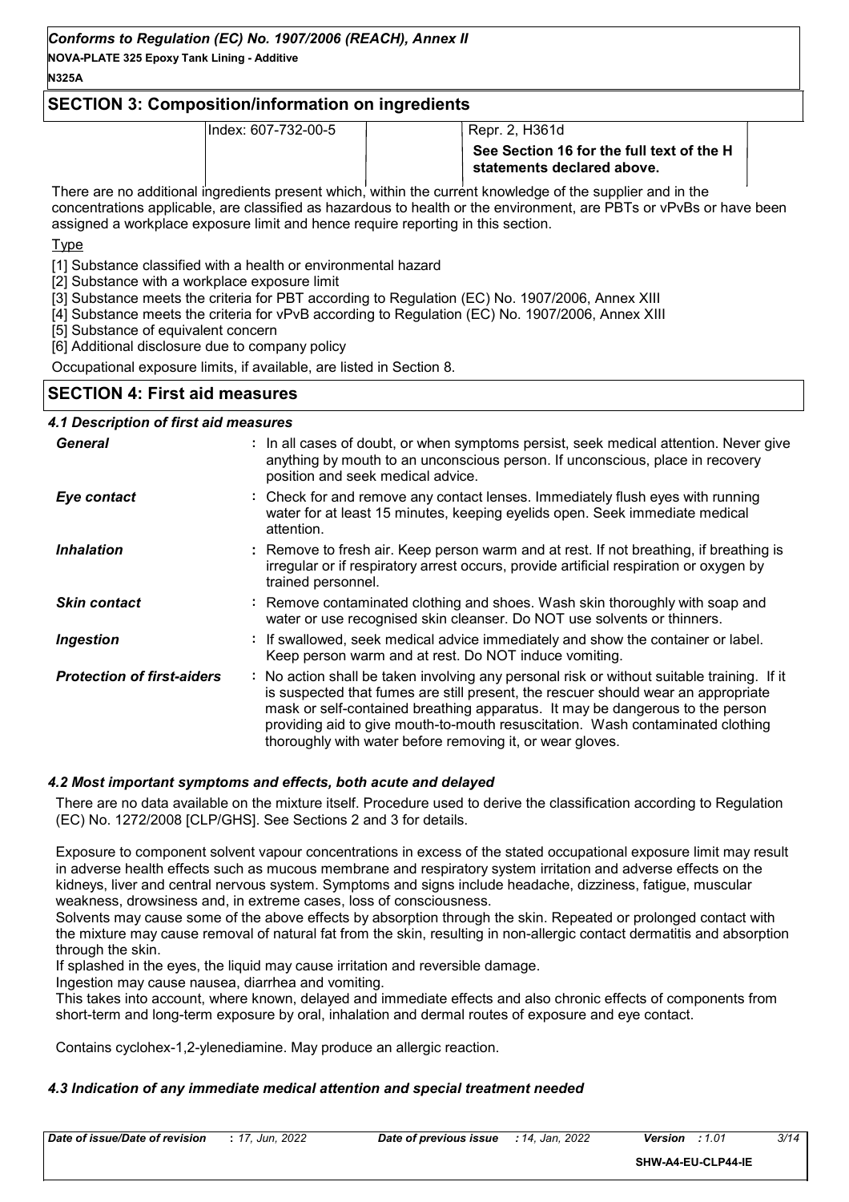## SECTION 3: Composition/information on ingredients

| | Index: 607-732-00-5 | | Repr. 2, H361d |
|---|---|---|---|
| | | | **See Section 16 for the full text of the H statements declared above.** |

There are no additional ingredients present which, within the current knowledge of the supplier and in the concentrations applicable, are classified as hazardous to health or the environment, are PBTs or vPvBs or have been assigned a workplace exposure limit and hence require reporting in this section.

Type

[1] Substance classified with a health or environmental hazard
[2] Substance with a workplace exposure limit
[3] Substance meets the criteria for PBT according to Regulation (EC) No. 1907/2006, Annex XIII
[4] Substance meets the criteria for vPvB according to Regulation (EC) No. 1907/2006, Annex XIII
[5] Substance of equivalent concern
[6] Additional disclosure due to company policy

Occupational exposure limits, if available, are listed in Section 8.

## SECTION 4: First aid measures

### 4.1 Description of first aid measures

**General** : In all cases of doubt, or when symptoms persist, seek medical attention. Never give anything by mouth to an unconscious person. If unconscious, place in recovery position and seek medical advice.

**Eye contact** : Check for and remove any contact lenses. Immediately flush eyes with running water for at least 15 minutes, keeping eyelids open. Seek immediate medical attention.

**Inhalation** : Remove to fresh air. Keep person warm and at rest. If not breathing, if breathing is irregular or if respiratory arrest occurs, provide artificial respiration or oxygen by trained personnel.

**Skin contact** : Remove contaminated clothing and shoes. Wash skin thoroughly with soap and water or use recognised skin cleanser. Do NOT use solvents or thinners.

**Ingestion** : If swallowed, seek medical advice immediately and show the container or label. Keep person warm and at rest. Do NOT induce vomiting.

**Protection of first-aiders** : No action shall be taken involving any personal risk or without suitable training. If it is suspected that fumes are still present, the rescuer should wear an appropriate mask or self-contained breathing apparatus. It may be dangerous to the person providing aid to give mouth-to-mouth resuscitation. Wash contaminated clothing thoroughly with water before removing it, or wear gloves.

### 4.2 Most important symptoms and effects, both acute and delayed

There are no data available on the mixture itself. Procedure used to derive the classification according to Regulation (EC) No. 1272/2008 [CLP/GHS]. See Sections 2 and 3 for details.

Exposure to component solvent vapour concentrations in excess of the stated occupational exposure limit may result in adverse health effects such as mucous membrane and respiratory system irritation and adverse effects on the kidneys, liver and central nervous system. Symptoms and signs include headache, dizziness, fatigue, muscular weakness, drowsiness and, in extreme cases, loss of consciousness.
Solvents may cause some of the above effects by absorption through the skin. Repeated or prolonged contact with the mixture may cause removal of natural fat from the skin, resulting in non-allergic contact dermatitis and absorption through the skin.
If splashed in the eyes, the liquid may cause irritation and reversible damage.
Ingestion may cause nausea, diarrhea and vomiting.
This takes into account, where known, delayed and immediate effects and also chronic effects of components from short-term and long-term exposure by oral, inhalation and dermal routes of exposure and eye contact.

Contains cyclohex-1,2-ylenediamine. May produce an allergic reaction.

### 4.3 Indication of any immediate medical attention and special treatment needed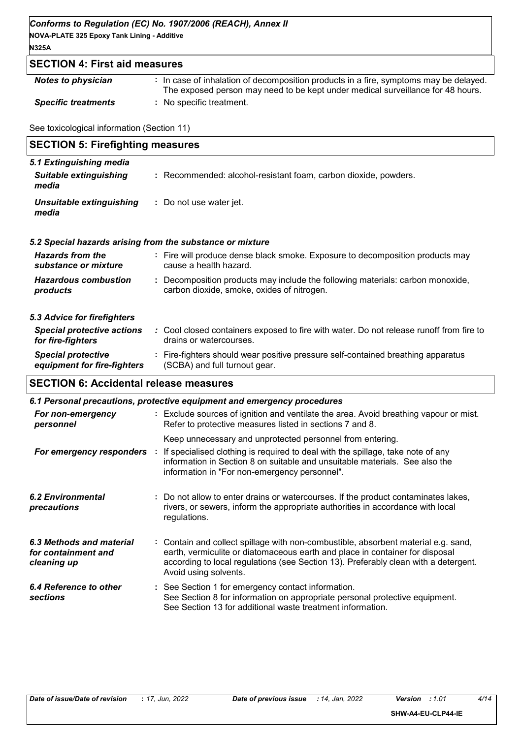## SECTION 4: First aid measures

| | |
|---|---|
| ***Notes to physician*** | : In case of inhalation of decomposition products in a fire, symptoms may be delayed. The exposed person may need to be kept under medical surveillance for 48 hours. |
| ***Specific treatments*** | : No specific treatment. |

See toxicological information (Section 11)

## SECTION 5: Firefighting measures

### *5.1 Extinguishing media*

| | |
|---|---|
| ***Suitable extinguishing media*** | : Recommended: alcohol-resistant foam, carbon dioxide, powders. |
| ***Unsuitable extinguishing media*** | : Do not use water jet. |

### *5.2 Special hazards arising from the substance or mixture*

| | |
|---|---|
| ***Hazards from the substance or mixture*** | : Fire will produce dense black smoke. Exposure to decomposition products may cause a health hazard. |
| ***Hazardous combustion products*** | : Decomposition products may include the following materials: carbon monoxide, carbon dioxide, smoke, oxides of nitrogen. |

### *5.3 Advice for firefighters*

| | |
|---|---|
| ***Special protective actions for fire-fighters*** | : Cool closed containers exposed to fire with water. Do not release runoff from fire to drains or watercourses. |
| ***Special protective equipment for fire-fighters*** | : Fire-fighters should wear positive pressure self-contained breathing apparatus (SCBA) and full turnout gear. |

## SECTION 6: Accidental release measures

### *6.1 Personal precautions, protective equipment and emergency procedures*

| | |
|---|---|
| ***For non-emergency personnel*** | : Exclude sources of ignition and ventilate the area. Avoid breathing vapour or mist. Refer to protective measures listed in sections 7 and 8.<br>Keep unnecessary and unprotected personnel from entering. |
| ***For emergency responders*** | : If specialised clothing is required to deal with the spillage, take note of any information in Section 8 on suitable and unsuitable materials. See also the information in "For non-emergency personnel". |
| ***6.2 Environmental precautions*** | : Do not allow to enter drains or watercourses. If the product contaminates lakes, rivers, or sewers, inform the appropriate authorities in accordance with local regulations. |
| ***6.3 Methods and material for containment and cleaning up*** | : Contain and collect spillage with non-combustible, absorbent material e.g. sand, earth, vermiculite or diatomaceous earth and place in container for disposal according to local regulations (see Section 13). Preferably clean with a detergent. Avoid using solvents. |
| ***6.4 Reference to other sections*** | : See Section 1 for emergency contact information.<br>See Section 8 for information on appropriate personal protective equipment.<br>See Section 13 for additional waste treatment information. |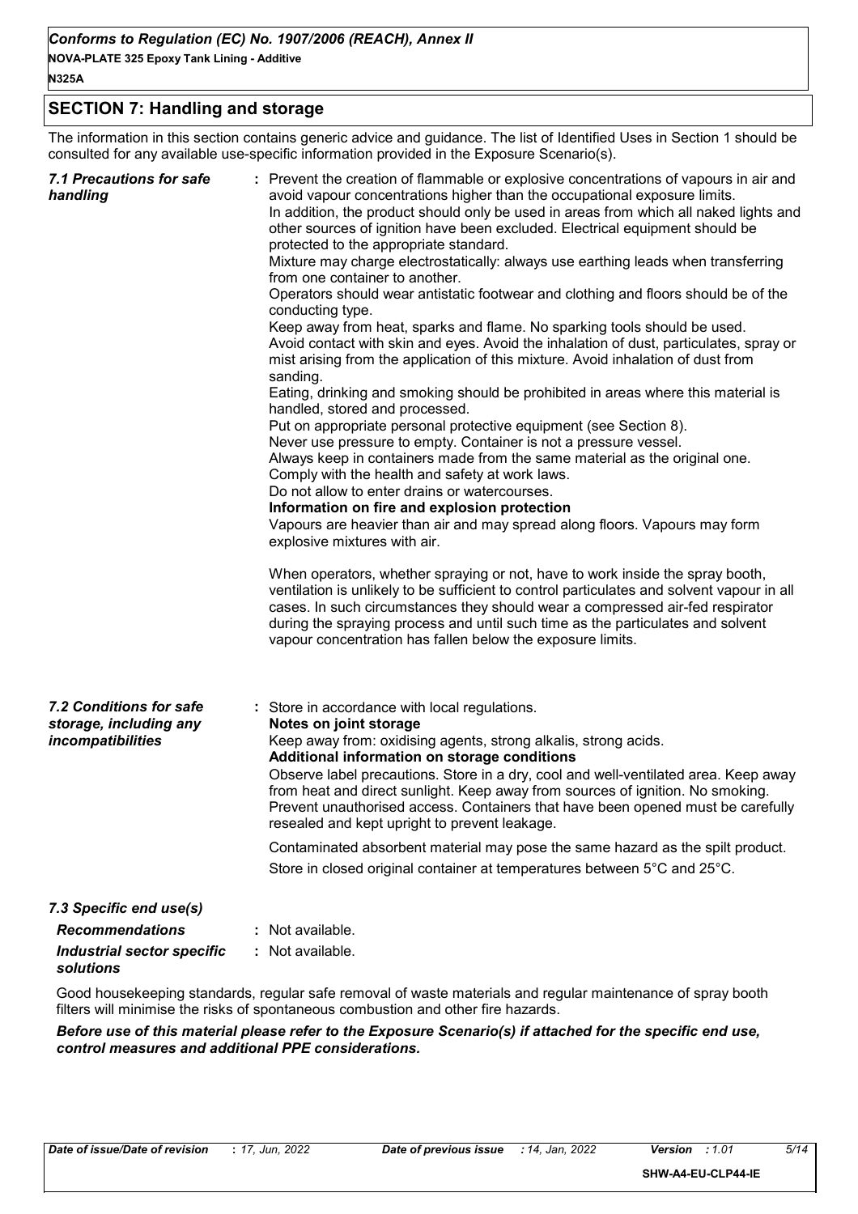## SECTION 7: Handling and storage

The information in this section contains generic advice and guidance. The list of Identified Uses in Section 1 should be consulted for any available use-specific information provided in the Exposure Scenario(s).

***7.1 Precautions for safe handling***

: Prevent the creation of flammable or explosive concentrations of vapours in air and avoid vapour concentrations higher than the occupational exposure limits.
In addition, the product should only be used in areas from which all naked lights and other sources of ignition have been excluded. Electrical equipment should be protected to the appropriate standard.
Mixture may charge electrostatically: always use earthing leads when transferring from one container to another.
Operators should wear antistatic footwear and clothing and floors should be of the conducting type.
Keep away from heat, sparks and flame. No sparking tools should be used.
Avoid contact with skin and eyes. Avoid the inhalation of dust, particulates, spray or mist arising from the application of this mixture. Avoid inhalation of dust from sanding.
Eating, drinking and smoking should be prohibited in areas where this material is handled, stored and processed.
Put on appropriate personal protective equipment (see Section 8).
Never use pressure to empty. Container is not a pressure vessel.
Always keep in containers made from the same material as the original one.
Comply with the health and safety at work laws.
Do not allow to enter drains or watercourses.
**Information on fire and explosion protection**
Vapours are heavier than air and may spread along floors. Vapours may form explosive mixtures with air.

When operators, whether spraying or not, have to work inside the spray booth, ventilation is unlikely to be sufficient to control particulates and solvent vapour in all cases. In such circumstances they should wear a compressed air-fed respirator during the spraying process and until such time as the particulates and solvent vapour concentration has fallen below the exposure limits.

***7.2 Conditions for safe storage, including any incompatibilities***

: Store in accordance with local regulations.
**Notes on joint storage**
Keep away from: oxidising agents, strong alkalis, strong acids.
**Additional information on storage conditions**
Observe label precautions. Store in a dry, cool and well-ventilated area. Keep away from heat and direct sunlight. Keep away from sources of ignition. No smoking. Prevent unauthorised access. Containers that have been opened must be carefully resealed and kept upright to prevent leakage.

Contaminated absorbent material may pose the same hazard as the spilt product.

Store in closed original container at temperatures between 5°C and 25°C.

***7.3 Specific end use(s)***

***Recommendations*** : Not available.

***Industrial sector specific solutions*** : Not available.

Good housekeeping standards, regular safe removal of waste materials and regular maintenance of spray booth filters will minimise the risks of spontaneous combustion and other fire hazards.

***Before use of this material please refer to the Exposure Scenario(s) if attached for the specific end use, control measures and additional PPE considerations.***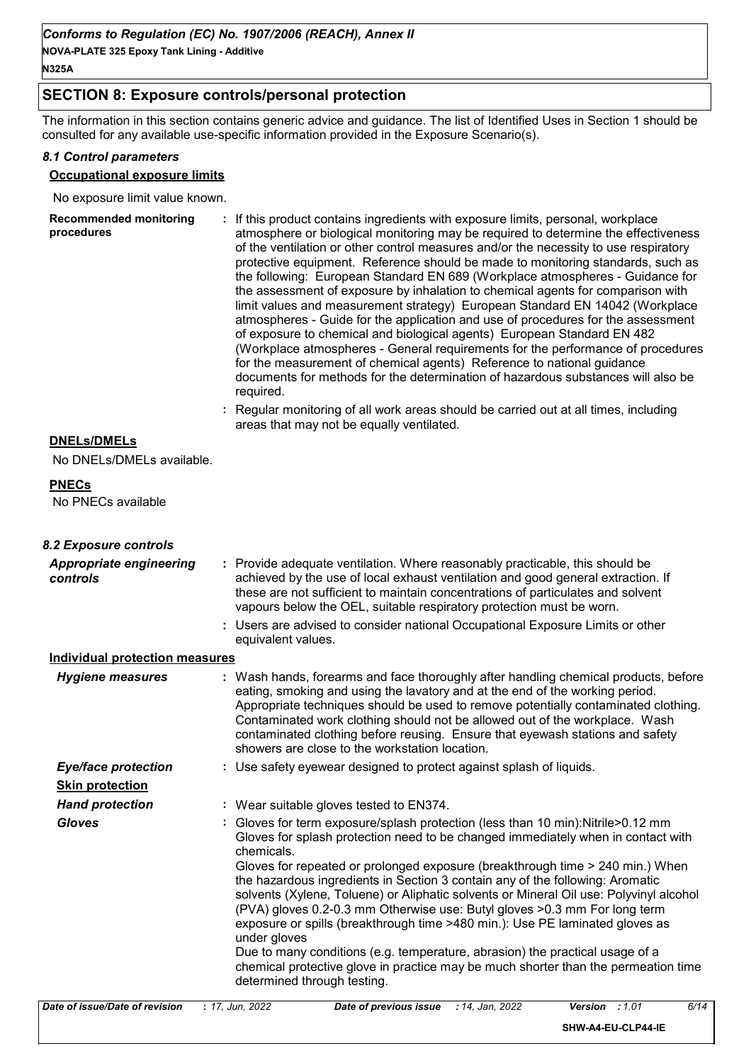## SECTION 8: Exposure controls/personal protection

The information in this section contains generic advice and guidance. The list of Identified Uses in Section 1 should be consulted for any available use-specific information provided in the Exposure Scenario(s).

### *8.1 Control parameters*

**Occupational exposure limits**

No exposure limit value known.

**Recommended monitoring procedures** : If this product contains ingredients with exposure limits, personal, workplace atmosphere or biological monitoring may be required to determine the effectiveness of the ventilation or other control measures and/or the necessity to use respiratory protective equipment. Reference should be made to monitoring standards, such as the following: European Standard EN 689 (Workplace atmospheres - Guidance for the assessment of exposure by inhalation to chemical agents for comparison with limit values and measurement strategy) European Standard EN 14042 (Workplace atmospheres - Guide for the application and use of procedures for the assessment of exposure to chemical and biological agents) European Standard EN 482 (Workplace atmospheres - General requirements for the performance of procedures for the measurement of chemical agents) Reference to national guidance documents for methods for the determination of hazardous substances will also be required.

: Regular monitoring of all work areas should be carried out at all times, including areas that may not be equally ventilated.

**DNELs/DMELs**

No DNELs/DMELs available.

**PNECs**

No PNECs available

### *8.2 Exposure controls*

***Appropriate engineering controls*** : Provide adequate ventilation. Where reasonably practicable, this should be achieved by the use of local exhaust ventilation and good general extraction. If these are not sufficient to maintain concentrations of particulates and solvent vapours below the OEL, suitable respiratory protection must be worn.

: Users are advised to consider national Occupational Exposure Limits or other equivalent values.

**Individual protection measures**

***Hygiene measures*** : Wash hands, forearms and face thoroughly after handling chemical products, before eating, smoking and using the lavatory and at the end of the working period. Appropriate techniques should be used to remove potentially contaminated clothing. Contaminated work clothing should not be allowed out of the workplace. Wash contaminated clothing before reusing. Ensure that eyewash stations and safety showers are close to the workstation location.

***Eye/face protection*** : Use safety eyewear designed to protect against splash of liquids.

**Skin protection**

***Hand protection*** : Wear suitable gloves tested to EN374.

***Gloves*** : Gloves for term exposure/splash protection (less than 10 min):Nitrile>0.12 mm Gloves for splash protection need to be changed immediately when in contact with chemicals.
Gloves for repeated or prolonged exposure (breakthrough time > 240 min.) When the hazardous ingredients in Section 3 contain any of the following: Aromatic solvents (Xylene, Toluene) or Aliphatic solvents or Mineral Oil use: Polyvinyl alcohol (PVA) gloves 0.2-0.3 mm Otherwise use: Butyl gloves >0.3 mm For long term exposure or spills (breakthrough time >480 min.): Use PE laminated gloves as under gloves
Due to many conditions (e.g. temperature, abrasion) the practical usage of a chemical protective glove in practice may be much shorter than the permeation time determined through testing.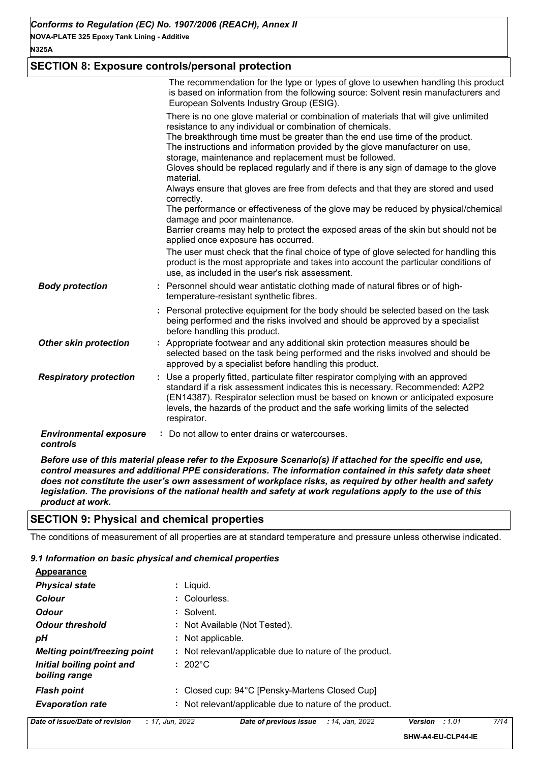## SECTION 8: Exposure controls/personal protection

The recommendation for the type or types of glove to usewhen handling this product is based on information from the following source: Solvent resin manufacturers and European Solvents Industry Group (ESIG).

There is no one glove material or combination of materials that will give unlimited resistance to any individual or combination of chemicals.
The breakthrough time must be greater than the end use time of the product.
The instructions and information provided by the glove manufacturer on use, storage, maintenance and replacement must be followed.
Gloves should be replaced regularly and if there is any sign of damage to the glove material.
Always ensure that gloves are free from defects and that they are stored and used correctly.
The performance or effectiveness of the glove may be reduced by physical/chemical damage and poor maintenance.
Barrier creams may help to protect the exposed areas of the skin but should not be applied once exposure has occurred.

The user must check that the final choice of type of glove selected for handling this product is the most appropriate and takes into account the particular conditions of use, as included in the user's risk assessment.

***Body protection*** : Personnel should wear antistatic clothing made of natural fibres or of high-temperature-resistant synthetic fibres.

: Personal protective equipment for the body should be selected based on the task being performed and the risks involved and should be approved by a specialist before handling this product.

***Other skin protection*** : Appropriate footwear and any additional skin protection measures should be selected based on the task being performed and the risks involved and should be approved by a specialist before handling this product.

***Respiratory protection*** : Use a properly fitted, particulate filter respirator complying with an approved standard if a risk assessment indicates this is necessary. Recommended: A2P2 (EN14387). Respirator selection must be based on known or anticipated exposure levels, the hazards of the product and the safe working limits of the selected respirator.

***Environmental exposure controls*** : Do not allow to enter drains or watercourses.

***Before use of this material please refer to the Exposure Scenario(s) if attached for the specific end use, control measures and additional PPE considerations. The information contained in this safety data sheet does not constitute the user's own assessment of workplace risks, as required by other health and safety legislation. The provisions of the national health and safety at work regulations apply to the use of this product at work.***

## SECTION 9: Physical and chemical properties

The conditions of measurement of all properties are at standard temperature and pressure unless otherwise indicated.

### *9.1 Information on basic physical and chemical properties*

**Appearance**

| | |
|---|---|
| ***Physical state*** | : Liquid. |
| ***Colour*** | : Colourless. |
| ***Odour*** | : Solvent. |
| ***Odour threshold*** | : Not Available (Not Tested). |
| ***pH*** | : Not applicable. |
| ***Melting point/freezing point*** | : Not relevant/applicable due to nature of the product. |
| ***Initial boiling point and boiling range*** | : 202°C |
| ***Flash point*** | : Closed cup: 94°C [Pensky-Martens Closed Cup] |
| ***Evaporation rate*** | : Not relevant/applicable due to nature of the product. |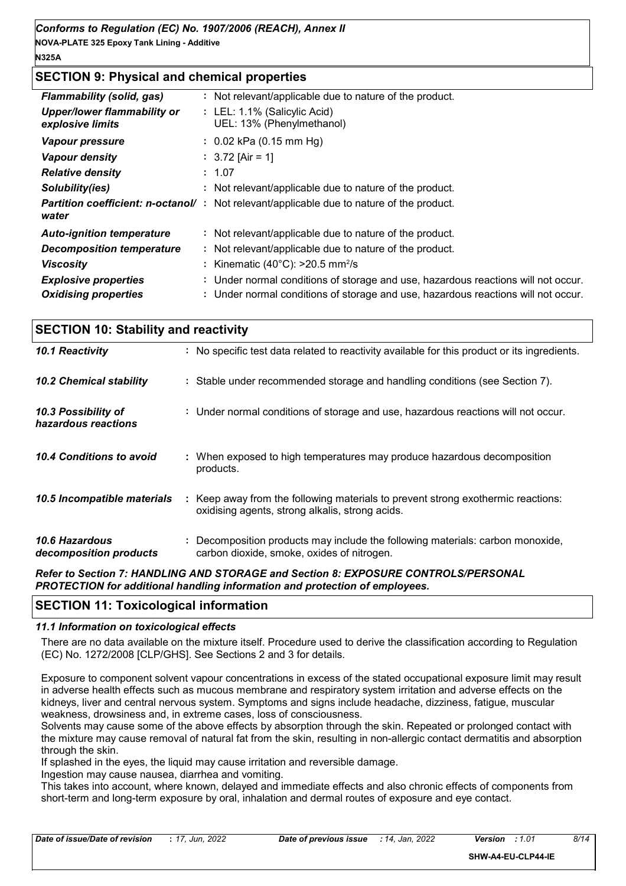## SECTION 9: Physical and chemical properties

| | |
|---|---|
| ***Flammability (solid, gas)*** | : Not relevant/applicable due to nature of the product. |
| ***Upper/lower flammability or explosive limits*** | : LEL: 1.1% (Salicylic Acid)<br>UEL: 13% (Phenylmethanol) |
| ***Vapour pressure*** | : 0.02 kPa (0.15 mm Hg) |
| ***Vapour density*** | : 3.72 [Air = 1] |
| ***Relative density*** | : 1.07 |
| ***Solubility(ies)*** | : Not relevant/applicable due to nature of the product. |
| ***Partition coefficient: n-octanol/ water*** | : Not relevant/applicable due to nature of the product. |
| ***Auto-ignition temperature*** | : Not relevant/applicable due to nature of the product. |
| ***Decomposition temperature*** | : Not relevant/applicable due to nature of the product. |
| ***Viscosity*** | : Kinematic (40°C): >20.5 $mm^2/s$ |
| ***Explosive properties*** | : Under normal conditions of storage and use, hazardous reactions will not occur. |
| ***Oxidising properties*** | : Under normal conditions of storage and use, hazardous reactions will not occur. |

## SECTION 10: Stability and reactivity

| | |
|---|---|
| ***10.1 Reactivity*** | : No specific test data related to reactivity available for this product or its ingredients. |
| ***10.2 Chemical stability*** | : Stable under recommended storage and handling conditions (see Section 7). |
| ***10.3 Possibility of hazardous reactions*** | : Under normal conditions of storage and use, hazardous reactions will not occur. |
| ***10.4 Conditions to avoid*** | : When exposed to high temperatures may produce hazardous decomposition products. |
| ***10.5 Incompatible materials*** | : Keep away from the following materials to prevent strong exothermic reactions: oxidising agents, strong alkalis, strong acids. |
| ***10.6 Hazardous decomposition products*** | : Decomposition products may include the following materials: carbon monoxide, carbon dioxide, smoke, oxides of nitrogen. |

***Refer to Section 7: HANDLING AND STORAGE and Section 8: EXPOSURE CONTROLS/PERSONAL PROTECTION for additional handling information and protection of employees.***

## SECTION 11: Toxicological information

### *11.1 Information on toxicological effects*

There are no data available on the mixture itself. Procedure used to derive the classification according to Regulation (EC) No. 1272/2008 [CLP/GHS]. See Sections 2 and 3 for details.

Exposure to component solvent vapour concentrations in excess of the stated occupational exposure limit may result in adverse health effects such as mucous membrane and respiratory system irritation and adverse effects on the kidneys, liver and central nervous system. Symptoms and signs include headache, dizziness, fatigue, muscular weakness, drowsiness and, in extreme cases, loss of consciousness.
Solvents may cause some of the above effects by absorption through the skin. Repeated or prolonged contact with the mixture may cause removal of natural fat from the skin, resulting in non-allergic contact dermatitis and absorption through the skin.
If splashed in the eyes, the liquid may cause irritation and reversible damage.
Ingestion may cause nausea, diarrhea and vomiting.
This takes into account, where known, delayed and immediate effects and also chronic effects of components from short-term and long-term exposure by oral, inhalation and dermal routes of exposure and eye contact.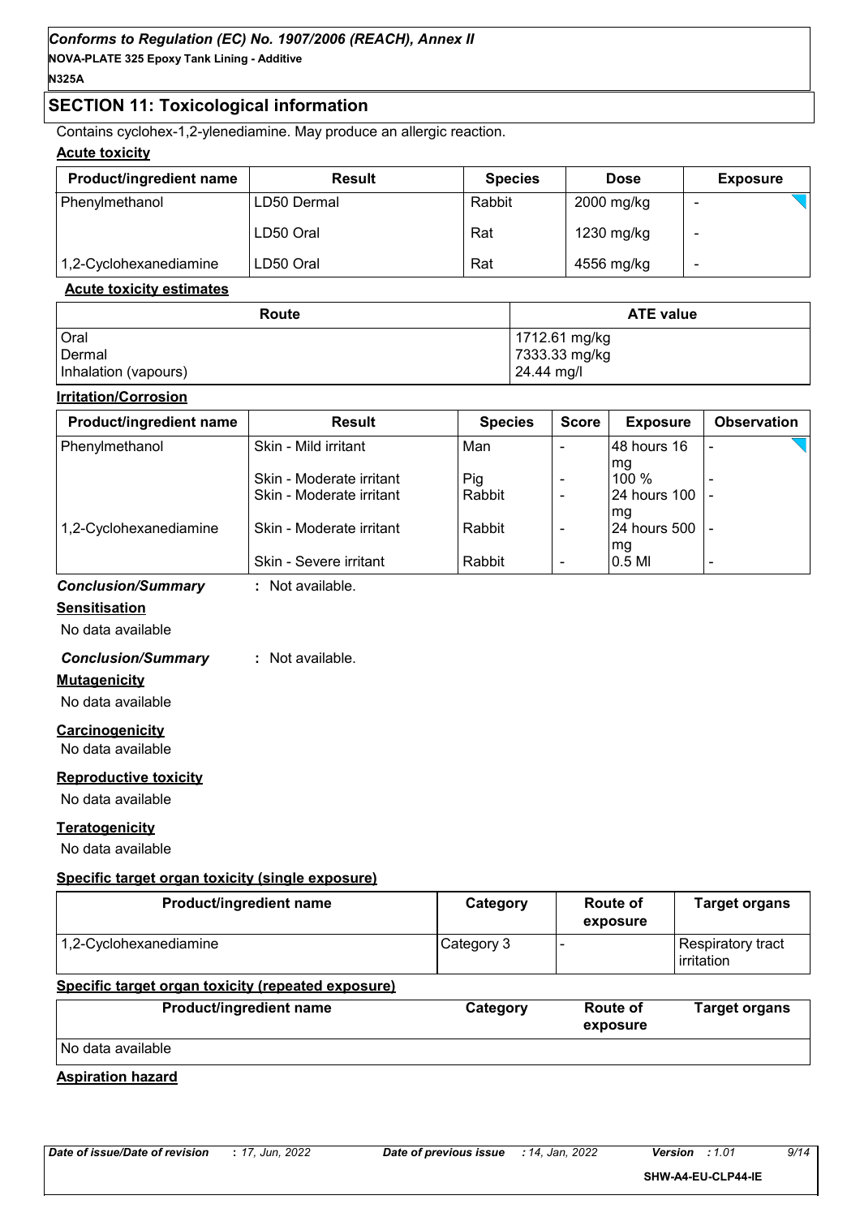## SECTION 11: Toxicological information

Contains cyclohex-1,2-ylenediamine. May produce an allergic reaction.

**Acute toxicity**

| Product/ingredient name | Result | Species | Dose | Exposure |
|---|---|---|---|---|
| Phenylmethanol | LD50 Dermal | Rabbit | 2000 mg/kg | - |
| | LD50 Oral | Rat | 1230 mg/kg | - |
| 1,2-Cyclohexanediamine | LD50 Oral | Rat | 4556 mg/kg | - |

**Acute toxicity estimates**

| Route | ATE value |
|---|---|
| Oral | 1712.61 mg/kg |
| Dermal | 7333.33 mg/kg |
| Inhalation (vapours) | 24.44 mg/l |

**Irritation/Corrosion**

| Product/ingredient name | Result | Species | Score | Exposure | Observation |
|---|---|---|---|---|---|
| Phenylmethanol | Skin - Mild irritant | Man | - | 48 hours 16 mg | - |
| | Skin - Moderate irritant | Pig | - | 100 % | - |
| | Skin - Moderate irritant | Rabbit | - | 24 hours 100 mg | - |
| 1,2-Cyclohexanediamine | Skin - Moderate irritant | Rabbit | - | 24 hours 500 mg | - |
| | Skin - Severe irritant | Rabbit | - | 0.5 Ml | - |

***Conclusion/Summary*** : Not available.

**Sensitisation**

No data available

***Conclusion/Summary*** : Not available.

**Mutagenicity**

No data available

**Carcinogenicity**

No data available

**Reproductive toxicity**

No data available

**Teratogenicity**

No data available

**Specific target organ toxicity (single exposure)**

| Product/ingredient name | Category | Route of exposure | Target organs |
|---|---|---|---|
| 1,2-Cyclohexanediamine | Category 3 | - | Respiratory tract irritation |

**Specific target organ toxicity (repeated exposure)**

| Product/ingredient name | Category | Route of exposure | Target organs |
|---|---|---|---|
| No data available | | | |

**Aspiration hazard**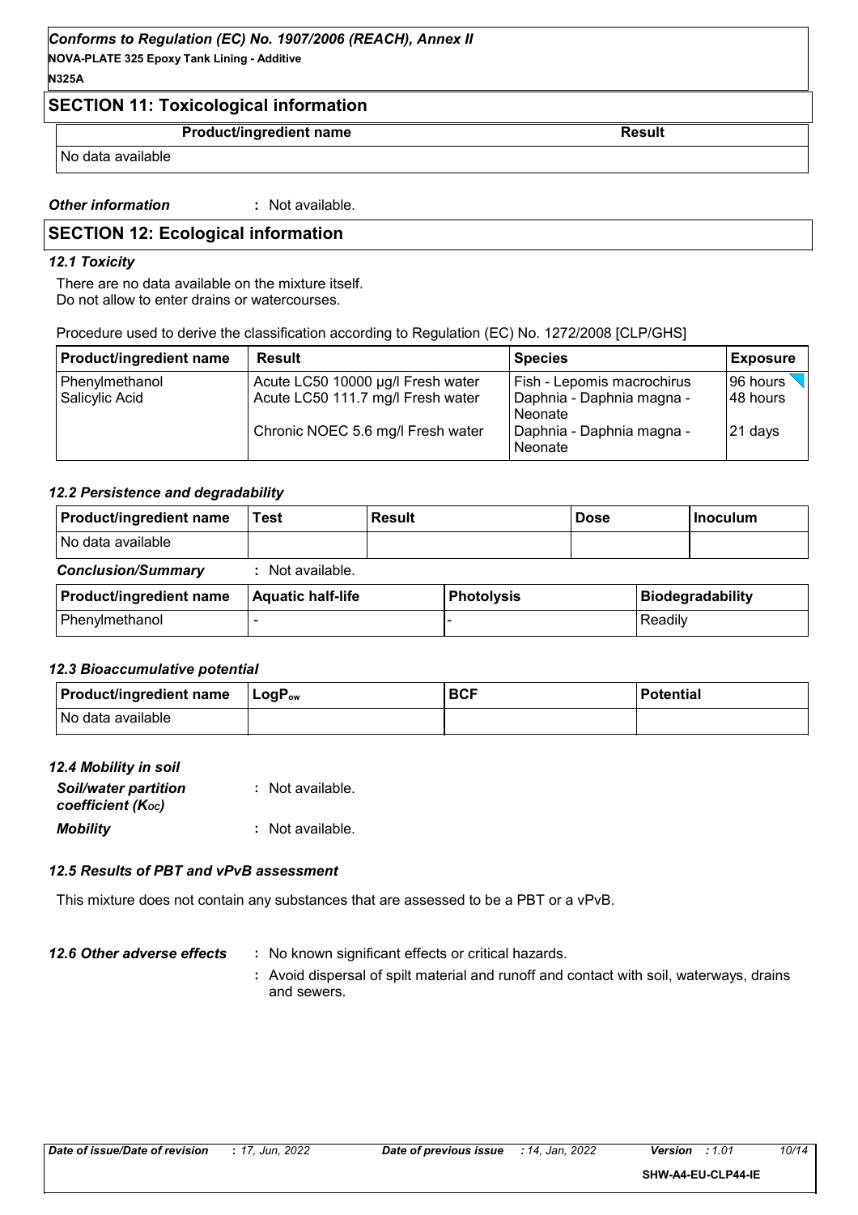## SECTION 11: Toxicological information

| Product/ingredient name | Result |
| --- | --- |
| No data available | |

*Other information* : Not available.

## SECTION 12: Ecological information

### *12.1 Toxicity*

There are no data available on the mixture itself.
Do not allow to enter drains or watercourses.

Procedure used to derive the classification according to Regulation (EC) No. 1272/2008 [CLP/GHS]

| Product/ingredient name | Result | Species | Exposure |
| --- | --- | --- | --- |
| Phenylmethanol | Acute LC50 10000 µg/l Fresh water | Fish - Lepomis macrochirus | 96 hours |
| Salicylic Acid | Acute LC50 111.7 mg/l Fresh water | Daphnia - Daphnia magna - Neonate | 48 hours |
| | Chronic NOEC 5.6 mg/l Fresh water | Daphnia - Daphnia magna - Neonate | 21 days |

### *12.2 Persistence and degradability*

| Product/ingredient name | Test | Result | Dose | Inoculum |
| --- | --- | --- | --- | --- |
| No data available | | | | |

*Conclusion/Summary* : Not available.

| Product/ingredient name | Aquatic half-life | Photolysis | Biodegradability |
| --- | --- | --- | --- |
| Phenylmethanol | - | - | Readily |

### *12.3 Bioaccumulative potential*

| Product/ingredient name | $LogP_{ow}$ | BCF | Potential |
| --- | --- | --- | --- |
| No data available | | | |

### *12.4 Mobility in soil*

*Soil/water partition coefficient ($K_{OC}$)* : Not available.

*Mobility* : Not available.

### *12.5 Results of PBT and vPvB assessment*

This mixture does not contain any substances that are assessed to be a PBT or a vPvB.

***12.6 Other adverse effects*** : No known significant effects or critical hazards.

: Avoid dispersal of spilt material and runoff and contact with soil, waterways, drains and sewers.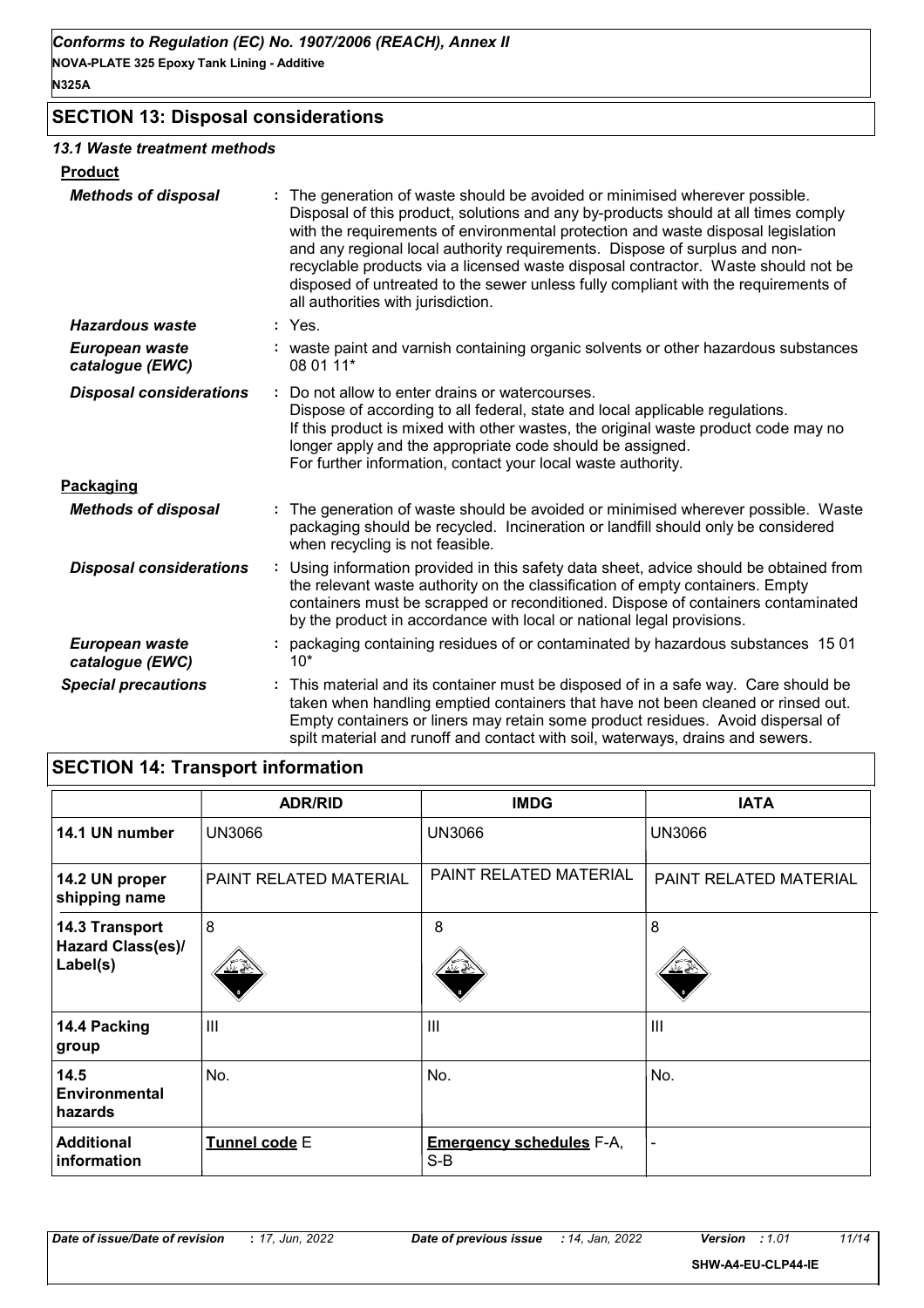## SECTION 13: Disposal considerations

### 13.1 Waste treatment methods

**Product**

| | |
|---|---|
| ***Methods of disposal*** | : The generation of waste should be avoided or minimised wherever possible. Disposal of this product, solutions and any by-products should at all times comply with the requirements of environmental protection and waste disposal legislation and any regional local authority requirements. Dispose of surplus and non-recyclable products via a licensed waste disposal contractor. Waste should not be disposed of untreated to the sewer unless fully compliant with the requirements of all authorities with jurisdiction. |
| ***Hazardous waste*** | : Yes. |
| ***European waste catalogue (EWC)*** | : waste paint and varnish containing organic solvents or other hazardous substances 08 01 11* |
| ***Disposal considerations*** | : Do not allow to enter drains or watercourses. Dispose of according to all federal, state and local applicable regulations. If this product is mixed with other wastes, the original waste product code may no longer apply and the appropriate code should be assigned. For further information, contact your local waste authority. |

**Packaging**

| | |
|---|---|
| ***Methods of disposal*** | : The generation of waste should be avoided or minimised wherever possible. Waste packaging should be recycled. Incineration or landfill should only be considered when recycling is not feasible. |
| ***Disposal considerations*** | : Using information provided in this safety data sheet, advice should be obtained from the relevant waste authority on the classification of empty containers. Empty containers must be scrapped or reconditioned. Dispose of containers contaminated by the product in accordance with local or national legal provisions. |
| ***European waste catalogue (EWC)*** | : packaging containing residues of or contaminated by hazardous substances 15 01 10* |
| ***Special precautions*** | : This material and its container must be disposed of in a safe way. Care should be taken when handling emptied containers that have not been cleaned or rinsed out. Empty containers or liners may retain some product residues. Avoid dispersal of spilt material and runoff and contact with soil, waterways, drains and sewers. |

## SECTION 14: Transport information

| | ADR/RID | IMDG | IATA |
|---|---|---|---|
| **14.1 UN number** | UN3066 | UN3066 | UN3066 |
| **14.2 UN proper shipping name** | PAINT RELATED MATERIAL | PAINT RELATED MATERIAL | PAINT RELATED MATERIAL |
| **14.3 Transport Hazard Class(es)/ Label(s)** | 8 | 8 | 8 |
| **14.4 Packing group** | III | III | III |
| **14.5 Environmental hazards** | No. | No. | No. |
| **Additional information** | **Tunnel code** E | **Emergency schedules** F-A, S-B | - |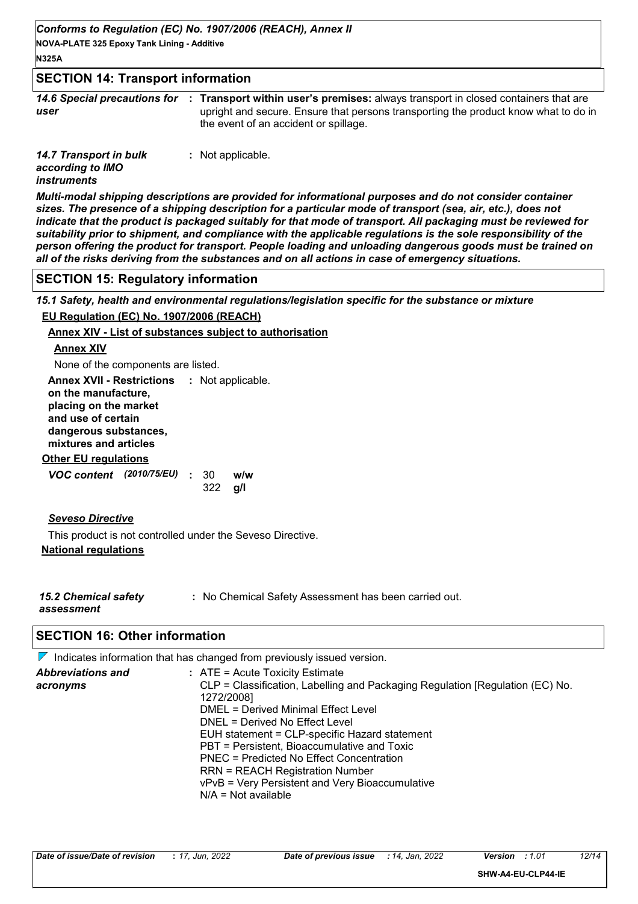## SECTION 14: Transport information

*14.6 Special precautions for user* : **Transport within user's premises:** always transport in closed containers that are upright and secure. Ensure that persons transporting the product know what to do in the event of an accident or spillage.

*14.7 Transport in bulk according to IMO instruments* : Not applicable.

***Multi-modal shipping descriptions are provided for informational purposes and do not consider container sizes. The presence of a shipping description for a particular mode of transport (sea, air, etc.), does not indicate that the product is packaged suitably for that mode of transport. All packaging must be reviewed for suitability prior to shipment, and compliance with the applicable regulations is the sole responsibility of the person offering the product for transport. People loading and unloading dangerous goods must be trained on all of the risks deriving from the substances and on all actions in case of emergency situations.***

## SECTION 15: Regulatory information

***15.1 Safety, health and environmental regulations/legislation specific for the substance or mixture***

**EU Regulation (EC) No. 1907/2006 (REACH)**

**Annex XIV - List of substances subject to authorisation**

**Annex XIV**

None of the components are listed.

**Annex XVII - Restrictions on the manufacture, placing on the market and use of certain dangerous substances, mixtures and articles** : Not applicable.

**Other EU regulations**

***VOC content*** *(2010/75/EU)* : 30 **w/w**
322 **g/l**

***Seveso Directive***

This product is not controlled under the Seveso Directive.

**National regulations**

*15.2 Chemical safety assessment* : No Chemical Safety Assessment has been carried out.

## SECTION 16: Other information

Indicates information that has changed from previously issued version.

*Abbreviations and acronyms* : ATE = Acute Toxicity Estimate
CLP = Classification, Labelling and Packaging Regulation [Regulation (EC) No. 1272/2008]
DMEL = Derived Minimal Effect Level
DNEL = Derived No Effect Level
EUH statement = CLP-specific Hazard statement
PBT = Persistent, Bioaccumulative and Toxic
PNEC = Predicted No Effect Concentration
RRN = REACH Registration Number
vPvB = Very Persistent and Very Bioaccumulative
N/A = Not available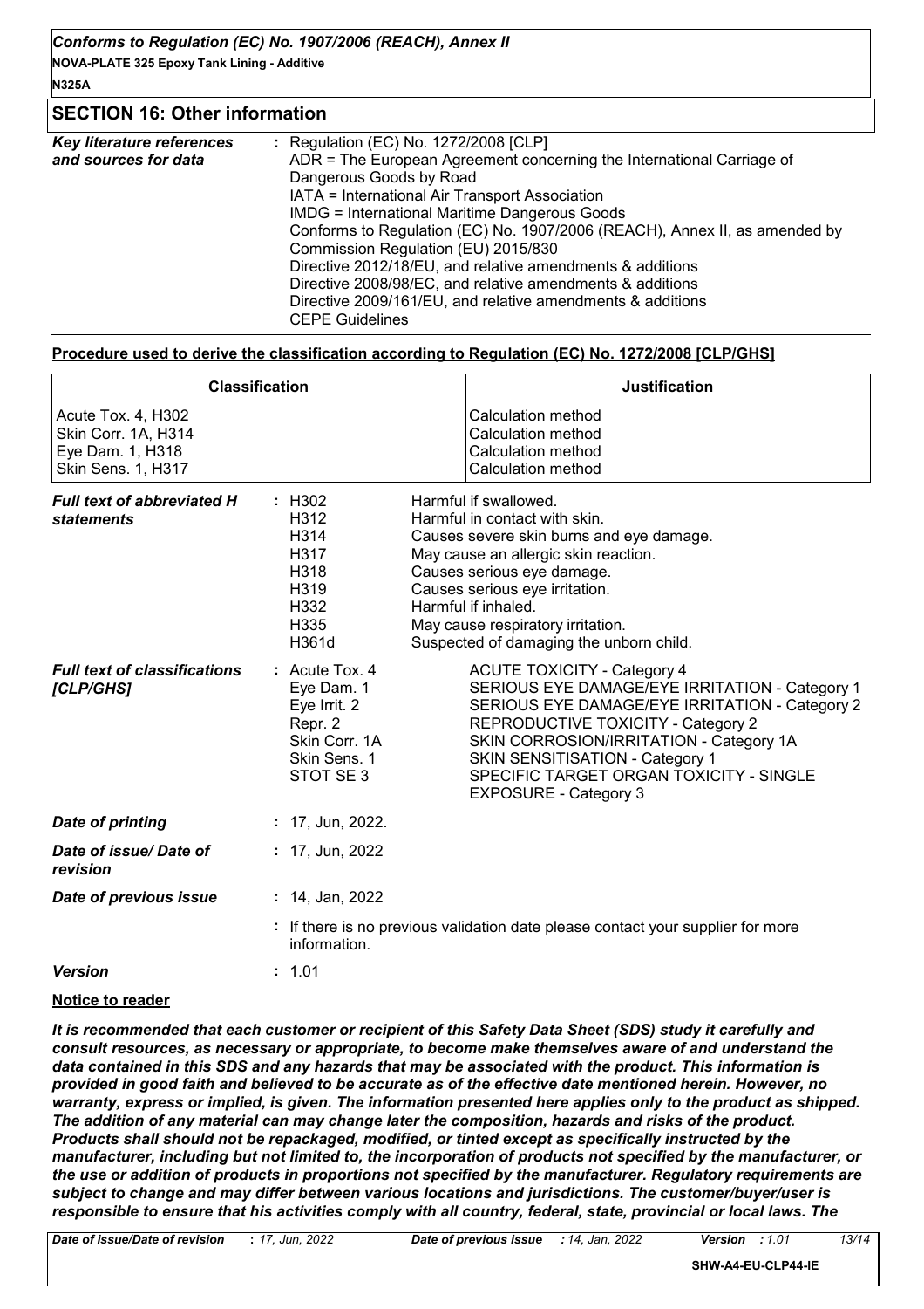## SECTION 16: Other information

***Key literature references and sources for data*** : Regulation (EC) No. 1272/2008 [CLP]
ADR = The European Agreement concerning the International Carriage of Dangerous Goods by Road
IATA = International Air Transport Association
IMDG = International Maritime Dangerous Goods
Conforms to Regulation (EC) No. 1907/2006 (REACH), Annex II, as amended by Commission Regulation (EU) 2015/830
Directive 2012/18/EU, and relative amendments & additions
Directive 2008/98/EC, and relative amendments & additions
Directive 2009/161/EU, and relative amendments & additions
CEPE Guidelines

**Procedure used to derive the classification according to Regulation (EC) No. 1272/2008 [CLP/GHS]**

| Classification | Justification |
|---|---|
| Acute Tox. 4, H302 | Calculation method |
| Skin Corr. 1A, H314 | Calculation method |
| Eye Dam. 1, H318 | Calculation method |
| Skin Sens. 1, H317 | Calculation method |

***Full text of abbreviated H statements*** :

| | |
|---|---|
| H302 | Harmful if swallowed. |
| H312 | Harmful in contact with skin. |
| H314 | Causes severe skin burns and eye damage. |
| H317 | May cause an allergic skin reaction. |
| H318 | Causes serious eye damage. |
| H319 | Causes serious eye irritation. |
| H332 | Harmful if inhaled. |
| H335 | May cause respiratory irritation. |
| H361d | Suspected of damaging the unborn child. |

***Full text of classifications [CLP/GHS]*** :

| | |
|---|---|
| Acute Tox. 4 | ACUTE TOXICITY - Category 4 |
| Eye Dam. 1 | SERIOUS EYE DAMAGE/EYE IRRITATION - Category 1 |
| Eye Irrit. 2 | SERIOUS EYE DAMAGE/EYE IRRITATION - Category 2 |
| Repr. 2 | REPRODUCTIVE TOXICITY - Category 2 |
| Skin Corr. 1A | SKIN CORROSION/IRRITATION - Category 1A |
| Skin Sens. 1 | SKIN SENSITISATION - Category 1 |
| STOT SE 3 | SPECIFIC TARGET ORGAN TOXICITY - SINGLE EXPOSURE - Category 3 |

***Date of printing*** : 17, Jun, 2022.

***Date of issue/ Date of revision*** : 17, Jun, 2022

***Date of previous issue*** : 14, Jan, 2022

: If there is no previous validation date please contact your supplier for more information.

***Version*** : 1.01

**Notice to reader**

***It is recommended that each customer or recipient of this Safety Data Sheet (SDS) study it carefully and consult resources, as necessary or appropriate, to become make themselves aware of and understand the data contained in this SDS and any hazards that may be associated with the product. This information is provided in good faith and believed to be accurate as of the effective date mentioned herein. However, no warranty, express or implied, is given. The information presented here applies only to the product as shipped. The addition of any material can may change later the composition, hazards and risks of the product. Products shall should not be repackaged, modified, or tinted except as specifically instructed by the manufacturer, including but not limited to, the incorporation of products not specified by the manufacturer, or the use or addition of products in proportions not specified by the manufacturer. Regulatory requirements are subject to change and may differ between various locations and jurisdictions. The customer/buyer/user is responsible to ensure that his activities comply with all country, federal, state, provincial or local laws. The***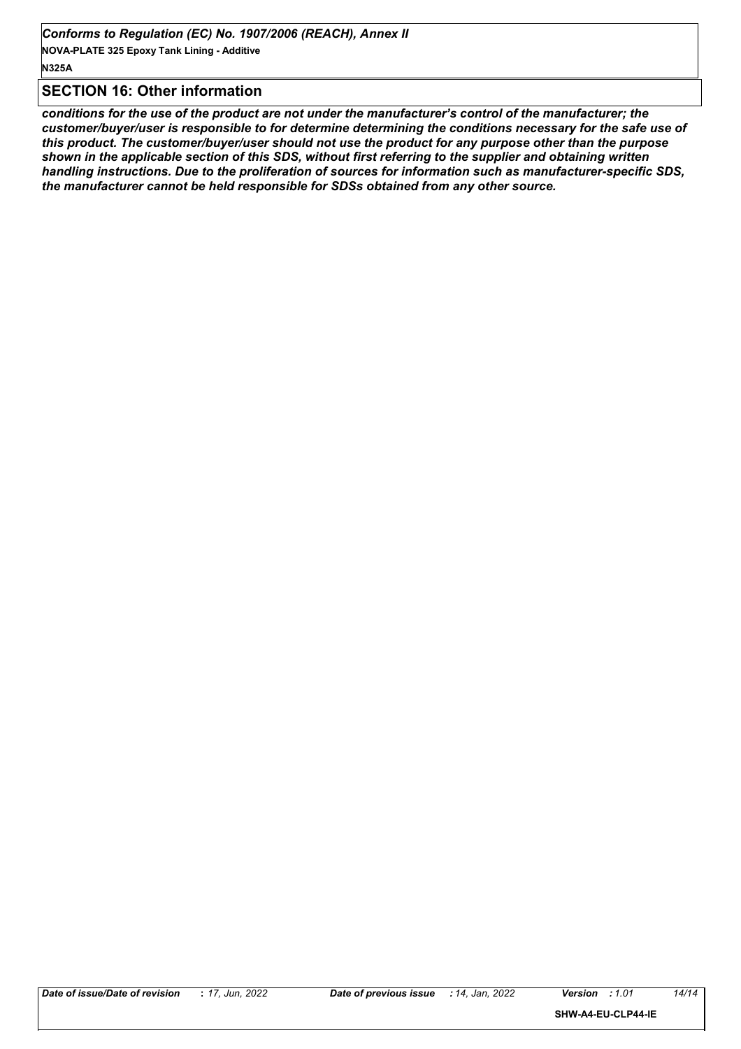## SECTION 16: Other information

***conditions for the use of the product are not under the manufacturer's control of the manufacturer; the customer/buyer/user is responsible to for determine determining the conditions necessary for the safe use of this product. The customer/buyer/user should not use the product for any purpose other than the purpose shown in the applicable section of this SDS, without first referring to the supplier and obtaining written handling instructions. Due to the proliferation of sources for information such as manufacturer-specific SDS, the manufacturer cannot be held responsible for SDSs obtained from any other source.***